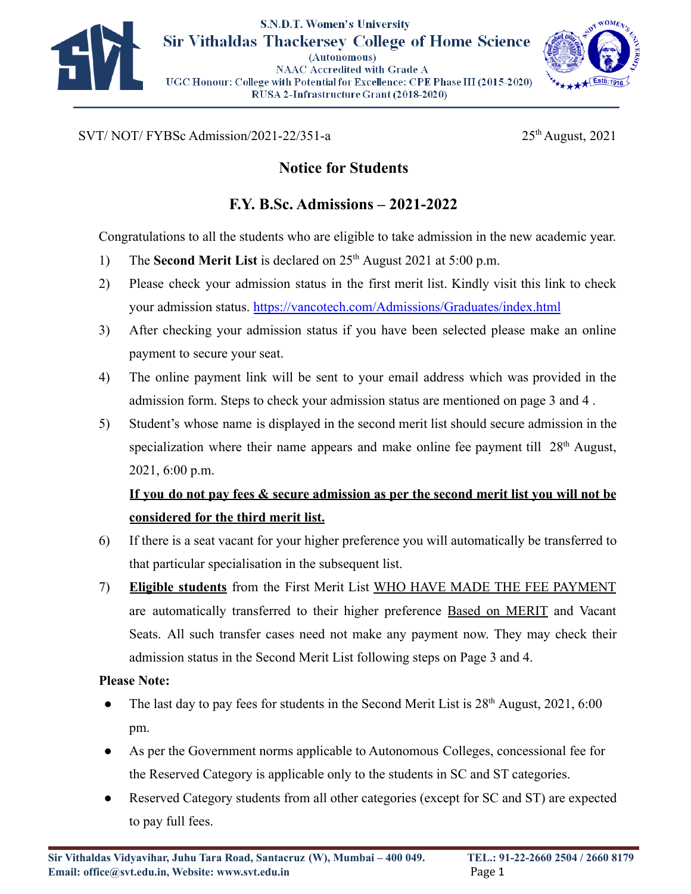S.N.D.T. Women's University

# Sir Vithaldas Thackersey College of Home Science

(Autonomous)
NAAC Accredited with Grade A
UGC Honour: College with Potential for Excellence: CPE Phase III (2015-2020)
RUSA 2-Infrastructure Grant (2018-2020)

SVT/ NOT/ FYBSc Admission/2021-22/351-a

25th August, 2021

## Notice for Students

## F.Y. B.Sc. Admissions – 2021-2022

Congratulations to all the students who are eligible to take admission in the new academic year.

1) The **Second Merit List** is declared on 25th August 2021 at 5:00 p.m.
2) Please check your admission status in the first merit list. Kindly visit this link to check your admission status. https://vancotech.com/Admissions/Graduates/index.html
3) After checking your admission status if you have been selected please make an online payment to secure your seat.
4) The online payment link will be sent to your email address which was provided in the admission form. Steps to check your admission status are mentioned on page 3 and 4 .
5) Student's whose name is displayed in the second merit list should secure admission in the specialization where their name appears and make online fee payment till 28th August, 2021, 6:00 p.m.

   **<u>If you do not pay fees & secure admission as per the second merit list you will not be considered for the third merit list.</u>**
6) If there is a seat vacant for your higher preference you will automatically be transferred to that particular specialisation in the subsequent list.
7) **<u>Eligible students</u>** from the First Merit List <u>WHO HAVE MADE THE FEE PAYMENT</u> are automatically transferred to their higher preference <u>Based on MERIT</u> and Vacant Seats. All such transfer cases need not make any payment now. They may check their admission status in the Second Merit List following steps on Page 3 and 4.

**Please Note:**

- The last day to pay fees for students in the Second Merit List is 28th August, 2021, 6:00 pm.
- As per the Government norms applicable to Autonomous Colleges, concessional fee for the Reserved Category is applicable only to the students in SC and ST categories.
- Reserved Category students from all other categories (except for SC and ST) are expected to pay full fees.

**Sir Vithaldas Vidyavihar, Juhu Tara Road, Santacruz (W), Mumbai – 400 049.** **TEL.: 91-22-2660 2504 / 2660 8179**
**Email: office@svt.edu.in, Website: www.svt.edu.in**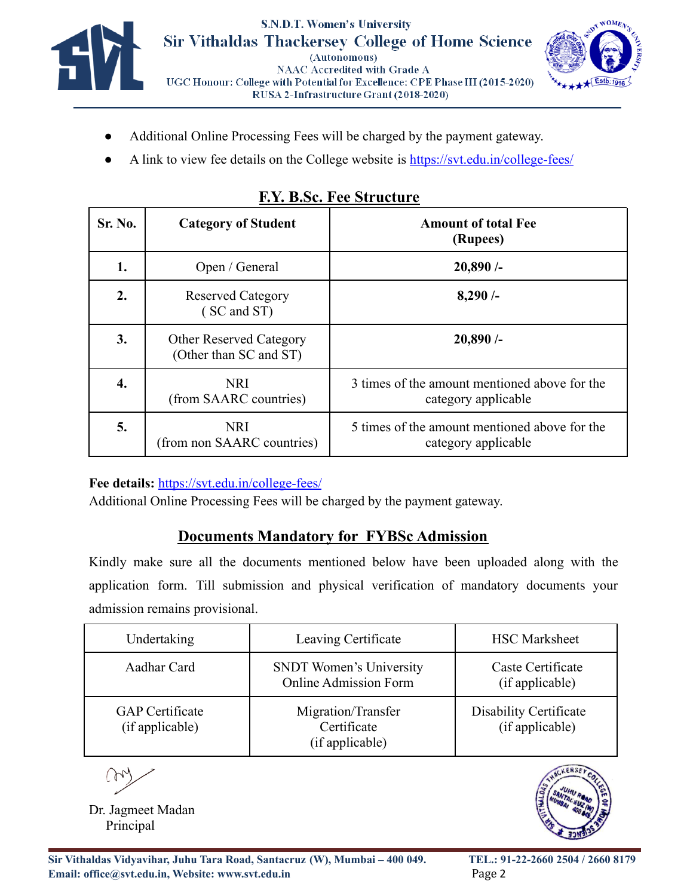- Additional Online Processing Fees will be charged by the payment gateway.
- A link to view fee details on the College website is https://svt.edu.in/college-fees/

## F.Y. B.Sc. Fee Structure

| Sr. No. | Category of Student | Amount of total Fee (Rupees) |
|---|---|---|
| **1.** | Open / General | **20,890 /-** |
| **2.** | Reserved Category ( SC and ST) | **8,290 /-** |
| **3.** | Other Reserved Category (Other than SC and ST) | **20,890 /-** |
| **4.** | NRI (from SAARC countries) | 3 times of the amount mentioned above for the category applicable |
| **5.** | NRI (from non SAARC countries) | 5 times of the amount mentioned above for the category applicable |

**Fee details:** https://svt.edu.in/college-fees/

Additional Online Processing Fees will be charged by the payment gateway.

## Documents Mandatory for FYBSc Admission

Kindly make sure all the documents mentioned below have been uploaded along with the application form. Till submission and physical verification of mandatory documents your admission remains provisional.

| Undertaking | Leaving Certificate | HSC Marksheet |
|---|---|---|
| Aadhar Card | SNDT Women's University Online Admission Form | Caste Certificate (if applicable) |
| GAP Certificate (if applicable) | Migration/Transfer Certificate (if applicable) | Disability Certificate (if applicable) |

Dr. Jagmeet Madan
Principal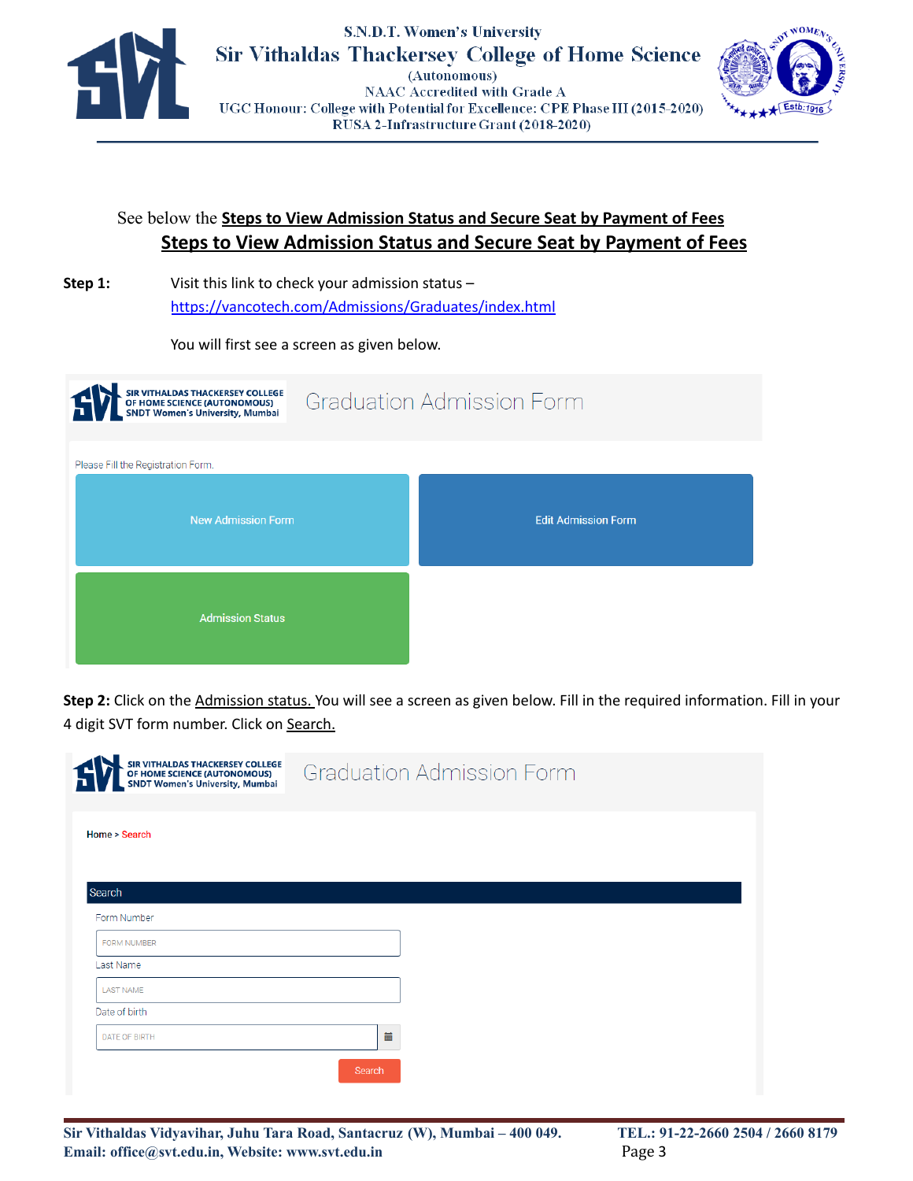See below the **Steps to View Admission Status and Secure Seat by Payment of Fees**

## Steps to View Admission Status and Secure Seat by Payment of Fees

**Step 1:** Visit this link to check your admission status – https://vancotech.com/Admissions/Graduates/index.html

You will first see a screen as given below.

**Step 2:** Click on the Admission status. You will see a screen as given below. Fill in the required information. Fill in your 4 digit SVT form number. Click on Search.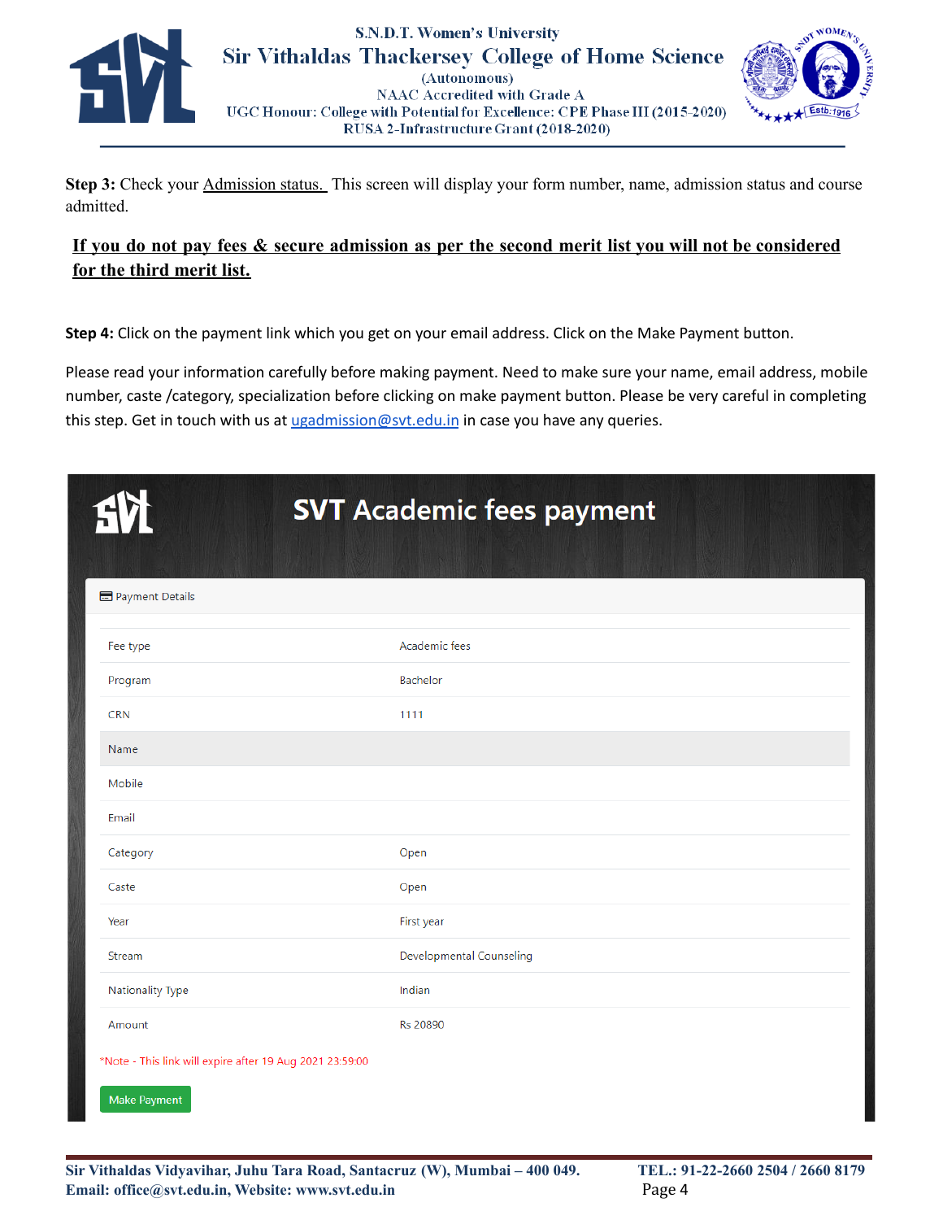**Step 3:** Check your Admission status. This screen will display your form number, name, admission status and course admitted.

**If you do not pay fees & secure admission as per the second merit list you will not be considered for the third merit list.**

**Step 4:** Click on the payment link which you get on your email address. Click on the Make Payment button.

Please read your information carefully before making payment. Need to make sure your name, email address, mobile number, caste /category, specialization before clicking on make payment button. Please be very careful in completing this step. Get in touch with us at ugadmission@svt.edu.in in case you have any queries.

## SVT Academic fees payment

Payment Details

| | |
|---|---|
| Fee type | Academic fees |
| Program | Bachelor |
| CRN | 1111 |
| Name | |
| Mobile | |
| Email | |
| Category | Open |
| Caste | Open |
| Year | First year |
| Stream | Developmental Counseling |
| Nationality Type | Indian |
| Amount | Rs 20890 |

*Note - This link will expire after 19 Aug 2021 23:59:00

Make Payment